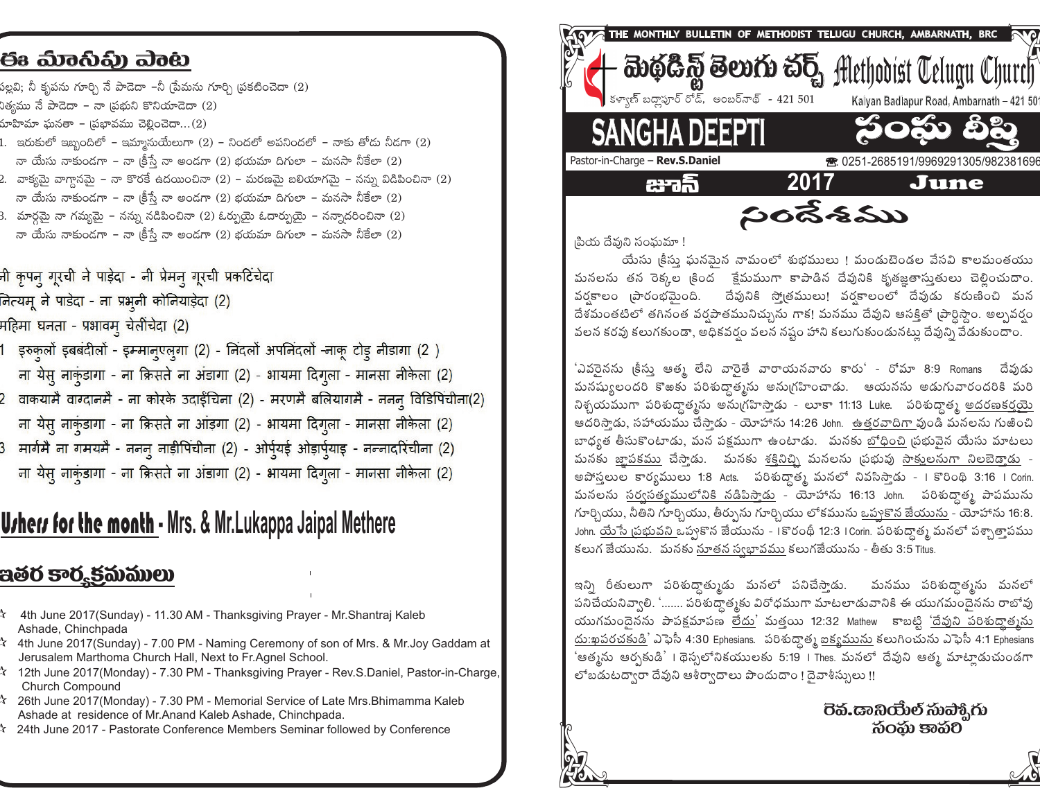## ఈ మాసపు పాట

పల్లవి; నీ కృపను గూర్చి నే పాడెదా –నీ ప్రేమను గూర్చి ప్రకటించెదా (2)
నిత్యము నే పాడెదా – నా ప్రభుని కొనియాడెదా (2)
మహిమా ఘనతా – ప్రభావము చెల్లించెదా...(2)

1. ఇరుకులో ఇబ్బందిలో – ఇమ్మానుయేలుగా (2) – నిందలో అపనిందలో – నాకు తోడు నీడగా (2)
నా యేసు నాకుండగా – నా క్రీస్తే నా అండగా (2) భయమా దిగులా – మనసా నీకేలా (2)
2. వాక్యమై వాగ్దానమై – నా కొరకే ఉదయించినా (2) – మరణమై బలియాగమై – నన్ను విడిపించినా (2)
నా యేసు నాకుండగా – నా క్రీస్తే నా అండగా (2) భయమా దిగులా – మనసా నీకేలా (2)
3. మార్గమై నా గమ్యమై – నన్ను నడిపించినా (2) ఓర్పుయై ఓదార్పుయై – నన్నాదరించినా (2)
నా యేసు నాకుండగా – నా క్రీస్తే నా అండగా (2) భయమా దిగులా – మనసా నీకేలా (2)

नी कृपनु गूरची ने पाड़ेदा - नी प्रेमनु गूरची प्रकटिंचेदा
नित्यमू ने पाडेदा - ना प्रभुनी कोनियाड़ेदा (2)
महिमा घनता - प्रभावमु चेलींचेदा (2)

1 इरुकुलों इबबंदीलों - इम्मानुएलुगा (2) - निंदलों अपनिंदलों -नाकू टोडु नीडागा (2 )
ना येसु नाकुंडागा - ना क्रिसते ना अंडागा (2) - भायमा दिगुला - मानसा नीकेला (2)
2 वाकयामै वाग्दानमै - ना कोरके उदाईचिना (2) - मरणमै बलियागमै - ननन्‌ विडिपिंचीना(2)
ना येसु नाकुंडागा - ना क्रिसते ना आंड़गा (2) - भायमा दिगुला - मानसा नीकेला (2)
3 मार्गमै ना गमयमै - ननन्‌ नाडीपिंचीना (2) - ओर्पुयई ओड़ार्पुयाइ - नन्नादरिंचीना (2)
ना येसु नाकुंडागा - ना क्रिसते ना अंडागा (2) - भायमा दिगुला - मानसा नीकेला (2)

**Ushers for the month** - Mrs. & Mr.Lukappa Jaipal Methere

## ఇతర కార్యక్రమములు

- 4th June 2017(Sunday) - 11.30 AM - Thanksgiving Prayer - Mr.Shantraj Kaleb Ashade, Chinchpada
- 4th June 2017(Sunday) - 7.00 PM - Naming Ceremony of son of Mrs. & Mr.Joy Gaddam at Jerusalem Marthoma Church Hall, Next to Fr.Agnel School.
- 12th June 2017(Monday) - 7.30 PM - Thanksgiving Prayer - Rev.S.Daniel, Pastor-in-Charge, Church Compound
- 26th June 2017(Monday) - 7.30 PM - Memorial Service of Late Mrs.Bhimamma Kaleb Ashade at residence of Mr.Anand Kaleb Ashade, Chinchpada.
- 24th June 2017 - Pastorate Conference Members Seminar followed by Conference

THE MONTHLY BULLETIN OF METHODIST TELUGU CHURCH, AMBARNATH, BRC

# మెథడిస్ట్ తెలుగు చర్చ్ Methodist Telugu Church

కళ్యాణ్ బద్లాపూర్ రోడ్, అంబర్‌నాథ్ - 421 501 | Kalyan Badlapur Road, Ambarnath – 421 501

# SANGHA DEEPTI సంఘ దీప్తి

Pastor-in-Charge – **Rev.S.Daniel** ☎ 0251-2685191/9969291305/982381696

**జూన్ 2017 June**

## సందేశము

ప్రియ దేవుని సంఘమా !

యేసు క్రీస్తు ఘనమైన నామంలో శుభములు ! మండుటెండల వేసవి కాలమంతయు మనలను తన రెక్కల క్రింద క్షేమముగా కాపాడిన దేవునికి కృతజ్ఞతాస్తుతులు చెల్లించుదాం. వర్షకాలం ప్రారంభమైంది. దేవునికి స్తోత్రములు! వర్షకాలంలో దేవుడు కరుణించి మన దేశమంతటిలో తగినంత వర్షపాతమునిచ్చును గాక! మనము దేవుని ఆసక్తితో ప్రార్థిస్తాం. అల్పవర్షం వలన కరవు కలుగకుండా, అధికవర్షం వలన నష్టం హాని కలుగకుండునట్లు దేవుని వేడుకుందాం.

'ఎవరైనను క్రీస్తు ఆత్మ లేని వారైతే వారాయనవారు కారు' - రోమా 8:9 Romans దేవుడు మనుష్యులందరి కొఱకు పరిశుద్ధాత్మను అనుగ్రహించాడు. ఆయనను అడుగువారందరికి మరి నిశ్చయముగా పరిశుద్ధాత్మను అనుగ్రహిస్తాడు - లూకా 11:13 Luke. పరిశుద్ధాత్మ ఆదరణకర్తయై ఆదరిస్తాడు, సహాయము చేస్తాడు - యోహాను 14:26 John. ఉత్తరవాదిగా వుండి మనలను గుఱించి బాధ్యత తీసుకొంటాడు, మన పక్షముగా ఉంటాడు. మనకు బోధించి ప్రభువైన యేసు మాటలు మనకు జ్ఞాపకము చేస్తాడు. మనకు శక్తినిచ్చి మనలను ప్రభువు సాక్షులనుగా నిలబెడ్తాడు - అపోస్తలుల కార్యములు 1:8 Acts. పరిశుద్ధాత్మ మనలో నివసిస్తాడు - I కొరింథి 3:16 I Corin. మనలను సర్వసత్యములోనికి నడిపిస్తాడు - యోహాను 16:13 John. పరిశుద్ధాత్మ పాపమును గూర్చియు, నీతిని గూర్చియు, తీర్పును గూర్చియు లోకమును ఒప్పుకొన జేయును - యోహాను 16:8. John. యేసే ప్రభువని ఒప్పుకొన జేయును - I కొరంథి 12:3 I Corin. పరిశుద్ధాత్మ మనలో పశ్చాత్తాపము కలుగ జేయును. మనకు నూతన స్వభావము కలుగజేయును - తీతు 3:5 Titus.

ఇన్ని రీతులుగా పరిశుద్ధాత్ముడు మనలో పనిచేస్తాడు. మనము పరిశుద్ధాత్మను మనలో పనిచేయనివ్వాలి. '....... పరిశుద్ధాత్మకు విరోధముగా మాటలాడువానికి ఈ యుగమందైనను రాబోవు యుగమందైనను పాపక్షమాపణ లేదు' మత్తయి 12:32 Mathew కాబట్టి 'దేవుని పరిశుద్ధాత్మను దు:ఖపరచకుడి' ఎఫెసీ 4:30 Ephesians. పరిశుద్ధాత్మ ఐక్యమును కలిగించును ఎఫెసీ 4:1 Ephesians 'ఆత్మను ఆర్పకుడి' I థెస్సలోనికయులకు 5:19 I Thes. మనలో దేవుని ఆత్మ మాట్లాడుచుండగా లోబడుటద్వారా దేవుని ఆశీర్వాదాలు పొందుదాం ! దైవాశీస్సులు !!

**రెవ.డానియేల్ సుప్పోగు**
**సంఘ కాపరి**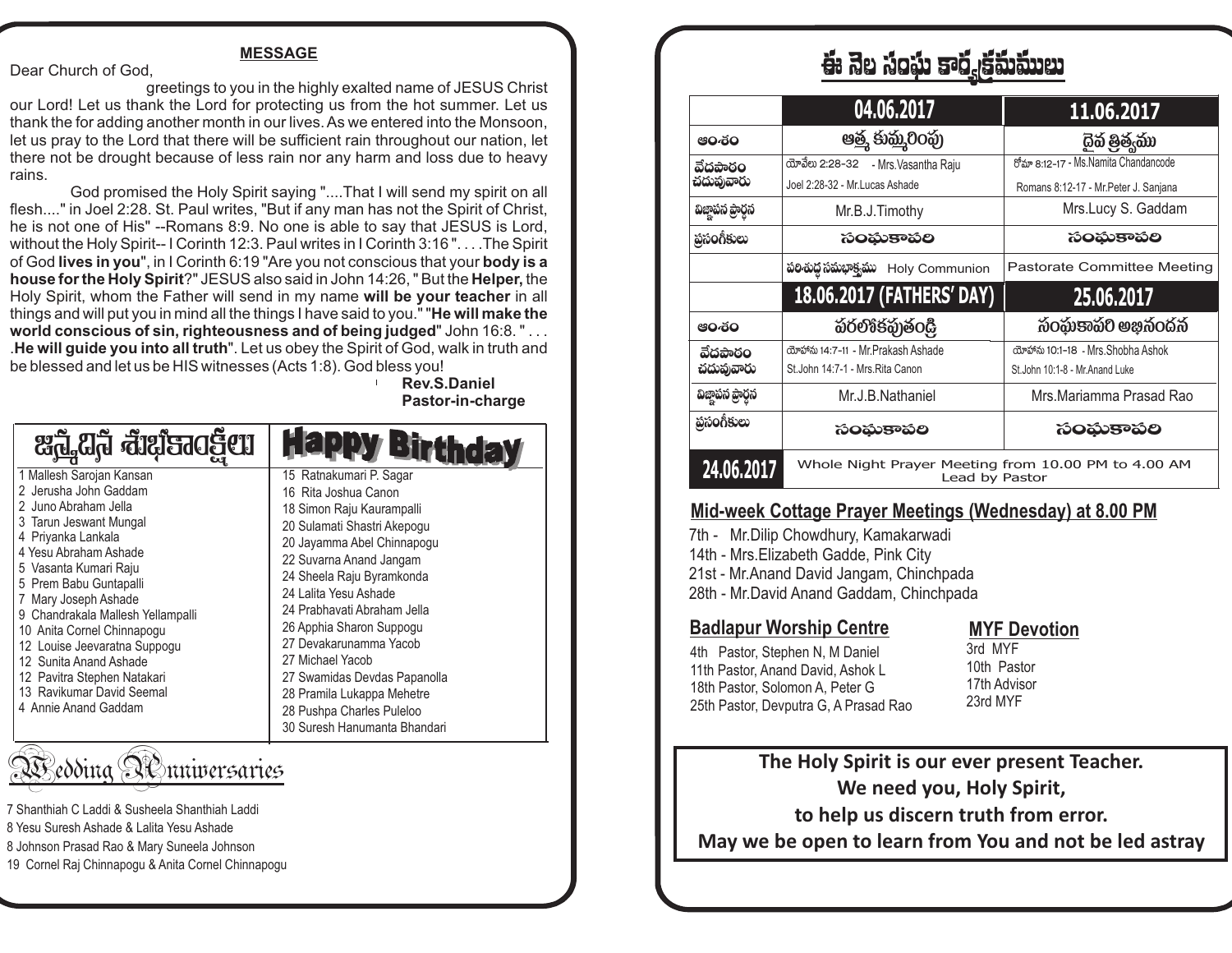## MESSAGE

Dear Church of God,

greetings to you in the highly exalted name of JESUS Christ our Lord! Let us thank the Lord for protecting us from the hot summer. Let us thank the for adding another month in our lives. As we entered into the Monsoon, let us pray to the Lord that there will be sufficient rain throughout our nation, let there not be drought because of less rain nor any harm and loss due to heavy rains.

God promised the Holy Spirit saying "....That I will send my spirit on all flesh...." in Joel 2:28. St. Paul writes, "But if any man has not the Spirit of Christ, he is not one of His" --Romans 8:9. No one is able to say that JESUS is Lord, without the Holy Spirit-- I Corinth 12:3. Paul writes in I Corinth 3:16 ". . . .The Spirit of God **lives in you**", in I Corinth 6:19 "Are you not conscious that your **body is a house for the Holy Spirit**?" JESUS also said in John 14:26, " But the **Helper,** the Holy Spirit, whom the Father will send in my name **will be your teacher** in all things and will put you in mind all the things I have said to you." "**He will make the world conscious of sin, righteousness and of being judged**" John 16:8. " . . . .**He will guide you into all truth**". Let us obey the Spirit of God, walk in truth and be blessed and let us be HIS witnesses (Acts 1:8). God bless you!

**Rev.S.Daniel**
**Pastor-in-charge**

## జన్మదిన శుభాకాంక్షలు — Happy Birthday

| | |
|---|---|
| 1 Mallesh Sarojan Kansan | 15 Ratnakumari P. Sagar |
| 2 Jerusha John Gaddam | 16 Rita Joshua Canon |
| 2 Juno Abraham Jella | 18 Simon Raju Kaurampalli |
| 3 Tarun Jeswant Mungal | 20 Sulamati Shastri Akepogu |
| 4 Priyanka Lankala | 20 Jayamma Abel Chinnapogu |
| 4 Yesu Abraham Ashade | 22 Suvarna Anand Jangam |
| 5 Vasanta Kumari Raju | 24 Sheela Raju Byramkonda |
| 5 Prem Babu Guntapalli | 24 Lalita Yesu Ashade |
| 7 Mary Joseph Ashade | 24 Prabhavati Abraham Jella |
| 9 Chandrakala Mallesh Yellampalli | 26 Apphia Sharon Suppogu |
| 10 Anita Cornel Chinnapogu | 27 Devakarunamma Yacob |
| 12 Louise Jeevaratna Suppogu | 27 Michael Yacob |
| 12 Sunita Anand Ashade | 27 Swamidas Devdas Papanolla |
| 12 Pavitra Stephen Natakari | 28 Pramila Lukappa Mehetre |
| 13 Ravikumar David Seemal | 28 Pushpa Charles Puleloo |
| 4 Annie Anand Gaddam | 30 Suresh Hanumanta Bhandari |

## Wedding Anniversaries

7 Shanthiah C Laddi & Susheela Shanthiah Laddi
8 Yesu Suresh Ashade & Lalita Yesu Ashade
8 Johnson Prasad Rao & Mary Suneela Johnson
19 Cornel Raj Chinnapogu & Anita Cornel Chinnapogu

## ఈ నెల సంఘ కార్యక్రమములు

| | 04.06.2017 | 11.06.2017 |
|---|---|---|
| అంశం | ఆత్మ కుమ్మరింపు | దైవ త్రిత్వము |
| వేదపాఠం చదువువారు | యోవేలు 2:28-32 - Mrs.Vasantha Raju<br>Joel 2:28-32 - Mr.Lucas Ashade | రోమా 8:12-17 - Ms.Namita Chandancode<br>Romans 8:12-17 - Mr.Peter J. Sanjana |
| విజ్ఞాపన ప్రార్థన | Mr.B.J.Timothy | Mrs.Lucy S. Gaddam |
| ప్రసంగీకులు | సంఘకాపరి | సంఘకాపరి |
| | పరిశుద్ధ సమభాక్తము Holy Communion | Pastorate Committee Meeting |
| | **18.06.2017 (FATHERS' DAY)** | **25.06.2017** |
| అంశం | పరలోకపుతండ్రి | సంఘకాపరి అభినందన |
| వేదపాఠం చదువువారు | యోహాను 14:7-11 - Mr.Prakash Ashade<br>St.John 14:7-1 - Mrs.Rita Canon | యోహాను 10:1-18 - Mrs.Shobha Ashok<br>St.John 10:1-8 - Mr.Anand Luke |
| విజ్ఞాపన ప్రార్థన | Mr.J.B.Nathaniel | Mrs.Mariamma Prasad Rao |
| ప్రసంగీకులు | సంఘకాపరి | సంఘకాపరి |
| **24.06.2017** | Whole Night Prayer Meeting from 10.00 PM to 4.00 AM Lead by Pastor | |

## Mid-week Cottage Prayer Meetings (Wednesday) at 8.00 PM

7th - Mr.Dilip Chowdhury, Kamakarwadi
14th - Mrs.Elizabeth Gadde, Pink City
21st - Mr.Anand David Jangam, Chinchpada
28th - Mr.David Anand Gaddam, Chinchpada

## Badlapur Worship Centre

4th Pastor, Stephen N, M Daniel
11th Pastor, Anand David, Ashok L
18th Pastor, Solomon A, Peter G
25th Pastor, Devputra G, A Prasad Rao

## MYF Devotion

3rd MYF
10th Pastor
17th Advisor
23rd MYF

**The Holy Spirit is our ever present Teacher.**
**We need you, Holy Spirit,**
**to help us discern truth from error.**
**May we be open to learn from You and not be led astray**